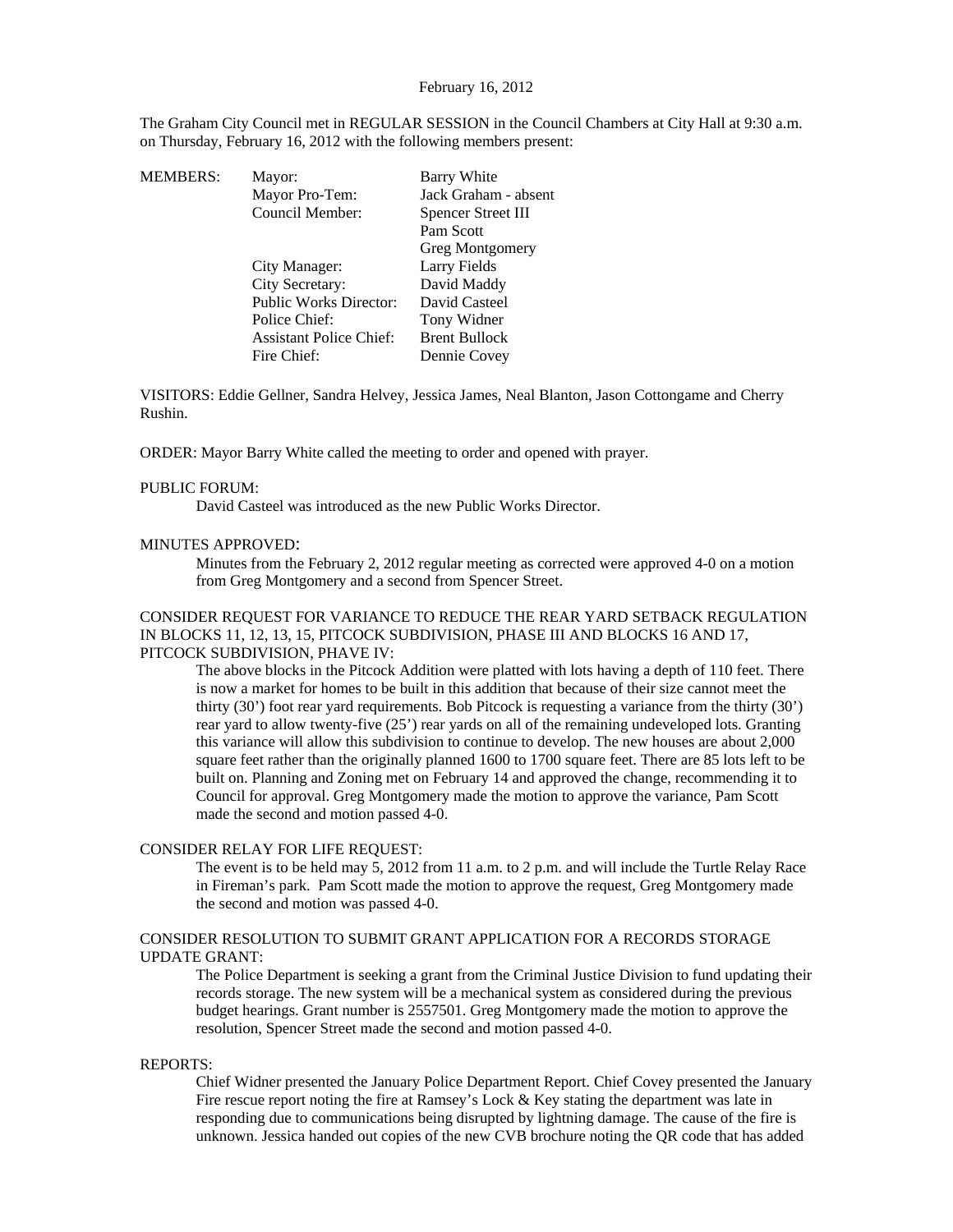February 16, 2012

The Graham City Council met in REGULAR SESSION in the Council Chambers at City Hall at 9:30 a.m. on Thursday, February 16, 2012 with the following members present:

| MEMBERS: | Mayor: | Barry White |
|---|---|---|
| | Mayor Pro-Tem: | Jack Graham - absent |
| | Council Member: | Spencer Street III |
| | | Pam Scott |
| | | Greg Montgomery |
| | City Manager: | Larry Fields |
| | City Secretary: | David Maddy |
| | Public Works Director: | David Casteel |
| | Police Chief: | Tony Widner |
| | Assistant Police Chief: | Brent Bullock |
| | Fire Chief: | Dennie Covey |

VISITORS: Eddie Gellner, Sandra Helvey, Jessica James, Neal Blanton, Jason Cottongame and Cherry Rushin.

ORDER: Mayor Barry White called the meeting to order and opened with prayer.

PUBLIC FORUM:

David Casteel was introduced as the new Public Works Director.

MINUTES APPROVED:

Minutes from the February 2, 2012 regular meeting as corrected were approved 4-0 on a motion from Greg Montgomery and a second from Spencer Street.

CONSIDER REQUEST FOR VARIANCE TO REDUCE THE REAR YARD SETBACK REGULATION IN BLOCKS 11, 12, 13, 15, PITCOCK SUBDIVISION, PHASE III AND BLOCKS 16 AND 17, PITCOCK SUBDIVISION, PHAVE IV:

The above blocks in the Pitcock Addition were platted with lots having a depth of 110 feet. There is now a market for homes to be built in this addition that because of their size cannot meet the thirty (30') foot rear yard requirements. Bob Pitcock is requesting a variance from the thirty (30') rear yard to allow twenty-five (25') rear yards on all of the remaining undeveloped lots. Granting this variance will allow this subdivision to continue to develop. The new houses are about 2,000 square feet rather than the originally planned 1600 to 1700 square feet. There are 85 lots left to be built on. Planning and Zoning met on February 14 and approved the change, recommending it to Council for approval. Greg Montgomery made the motion to approve the variance, Pam Scott made the second and motion passed 4-0.

CONSIDER RELAY FOR LIFE REQUEST:

The event is to be held may 5, 2012 from 11 a.m. to 2 p.m. and will include the Turtle Relay Race in Fireman's park. Pam Scott made the motion to approve the request, Greg Montgomery made the second and motion was passed 4-0.

CONSIDER RESOLUTION TO SUBMIT GRANT APPLICATION FOR A RECORDS STORAGE UPDATE GRANT:

The Police Department is seeking a grant from the Criminal Justice Division to fund updating their records storage. The new system will be a mechanical system as considered during the previous budget hearings. Grant number is 2557501. Greg Montgomery made the motion to approve the resolution, Spencer Street made the second and motion passed 4-0.

REPORTS:

Chief Widner presented the January Police Department Report. Chief Covey presented the January Fire rescue report noting the fire at Ramsey's Lock & Key stating the department was late in responding due to communications being disrupted by lightning damage. The cause of the fire is unknown. Jessica handed out copies of the new CVB brochure noting the QR code that has added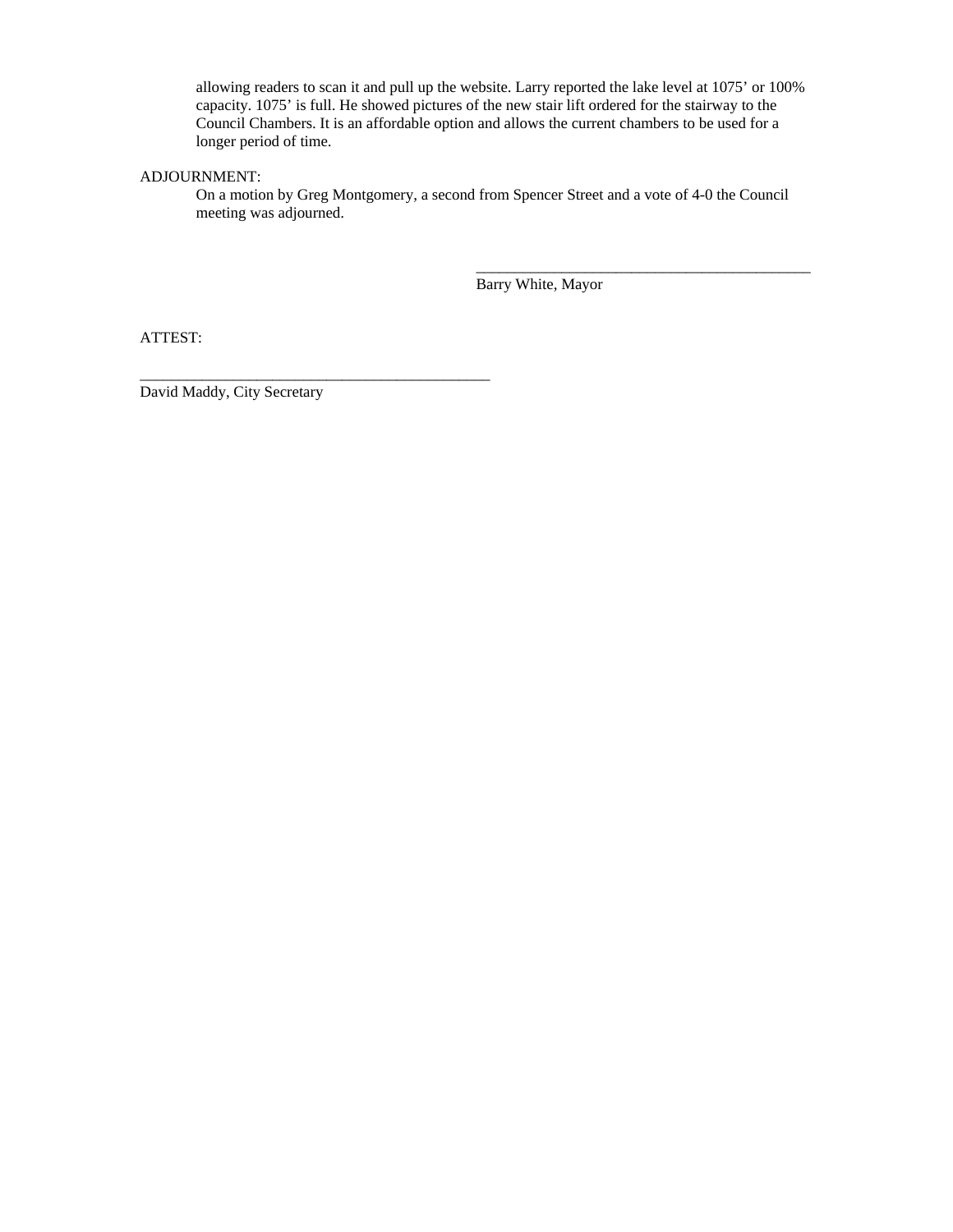allowing readers to scan it and pull up the website. Larry reported the lake level at 1075’ or 100% capacity. 1075’ is full. He showed pictures of the new stair lift ordered for the stairway to the Council Chambers. It is an affordable option and allows the current chambers to be used for a longer period of time.

ADJOURNMENT:

On a motion by Greg Montgomery, a second from Spencer Street and a vote of 4-0 the Council meeting was adjourned.

\_\_\_\_\_\_\_\_\_\_\_\_\_\_\_\_\_\_\_\_\_\_\_\_\_\_\_\_\_\_\_\_\_\_\_\_\_\_\_\_\_\_\_\_

Barry White, Mayor

ATTEST:

\_\_\_\_\_\_\_\_\_\_\_\_\_\_\_\_\_\_\_\_\_\_\_\_\_\_\_\_\_\_\_\_\_\_\_\_\_\_\_\_\_\_\_\_

David Maddy, City Secretary